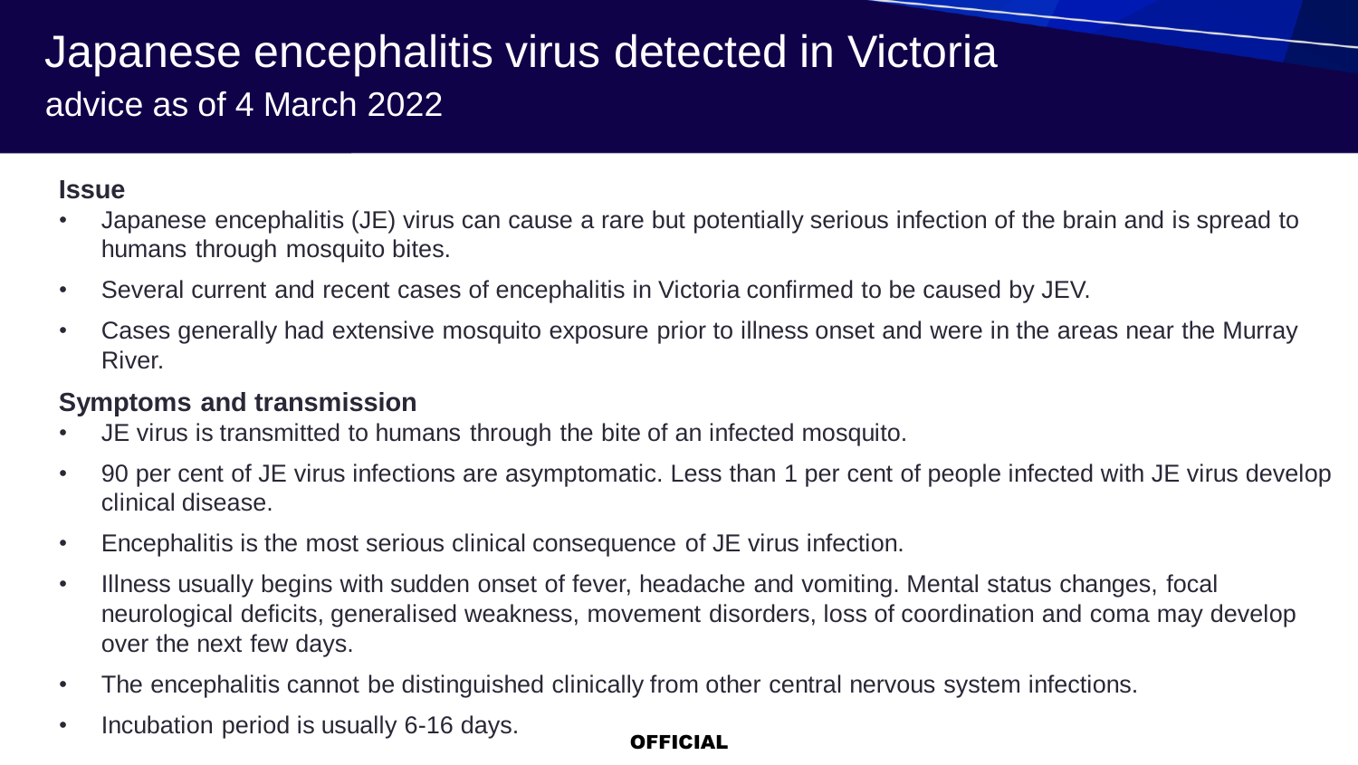# Japanese encephalitis virus detected in Victoria

## advice as of 4 March 2022

**Issue**

- Japanese encephalitis (JE) virus can cause a rare but potentially serious infection of the brain and is spread to humans through mosquito bites.
- Several current and recent cases of encephalitis in Victoria confirmed to be caused by JEV.
- Cases generally had extensive mosquito exposure prior to illness onset and were in the areas near the Murray River.

**Symptoms and transmission**

- JE virus is transmitted to humans through the bite of an infected mosquito.
- 90 per cent of JE virus infections are asymptomatic. Less than 1 per cent of people infected with JE virus develop clinical disease.
- Encephalitis is the most serious clinical consequence of JE virus infection.
- Illness usually begins with sudden onset of fever, headache and vomiting. Mental status changes, focal neurological deficits, generalised weakness, movement disorders, loss of coordination and coma may develop over the next few days.
- The encephalitis cannot be distinguished clinically from other central nervous system infections.
- Incubation period is usually 6-16 days.

**OFFICIAL**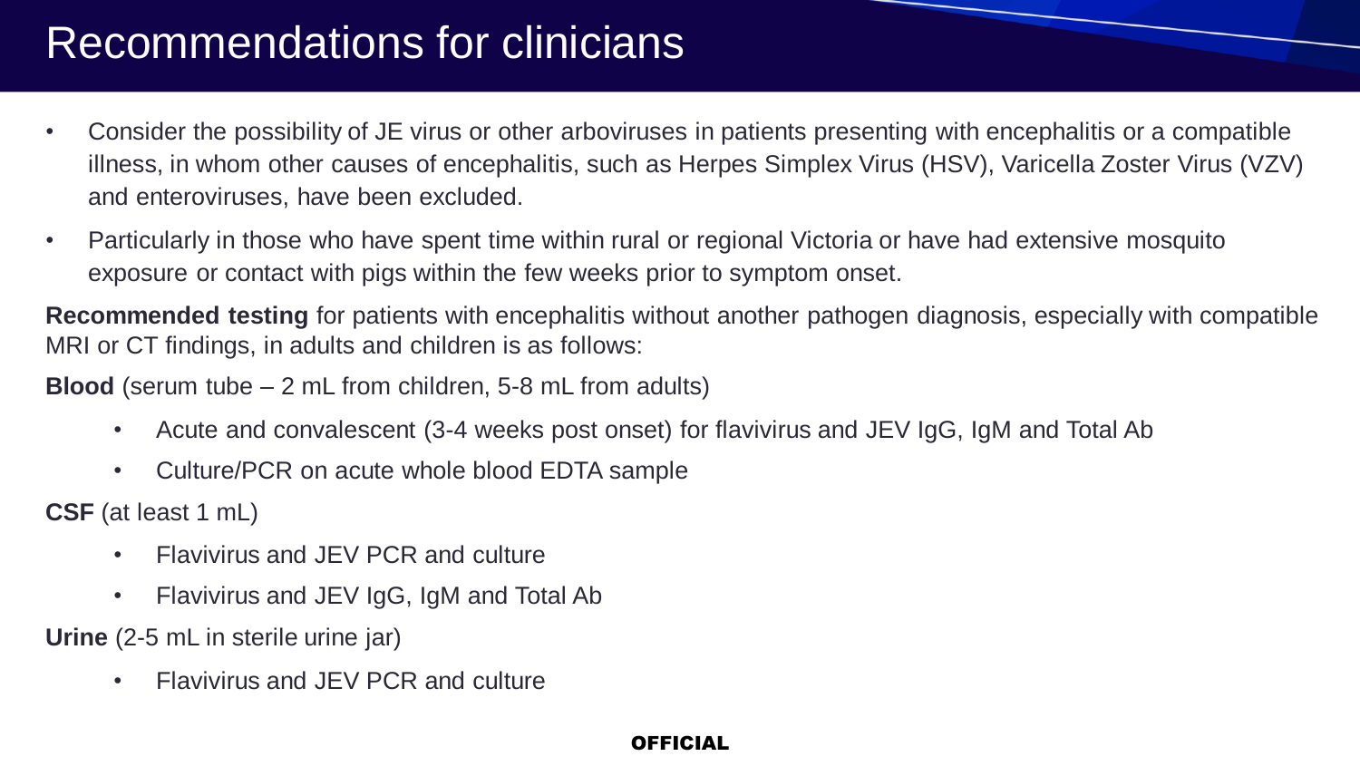# Recommendations for clinicians

- Consider the possibility of JE virus or other arboviruses in patients presenting with encephalitis or a compatible illness, in whom other causes of encephalitis, such as Herpes Simplex Virus (HSV), Varicella Zoster Virus (VZV) and enteroviruses, have been excluded.
- Particularly in those who have spent time within rural or regional Victoria or have had extensive mosquito exposure or contact with pigs within the few weeks prior to symptom onset.

**Recommended testing** for patients with encephalitis without another pathogen diagnosis, especially with compatible MRI or CT findings, in adults and children is as follows:

**Blood** (serum tube – 2 mL from children, 5-8 mL from adults)

- Acute and convalescent (3-4 weeks post onset) for flavivirus and JEV IgG, IgM and Total Ab
- Culture/PCR on acute whole blood EDTA sample

**CSF** (at least 1 mL)

- Flavivirus and JEV PCR and culture
- Flavivirus and JEV IgG, IgM and Total Ab

**Urine** (2-5 mL in sterile urine jar)

- Flavivirus and JEV PCR and culture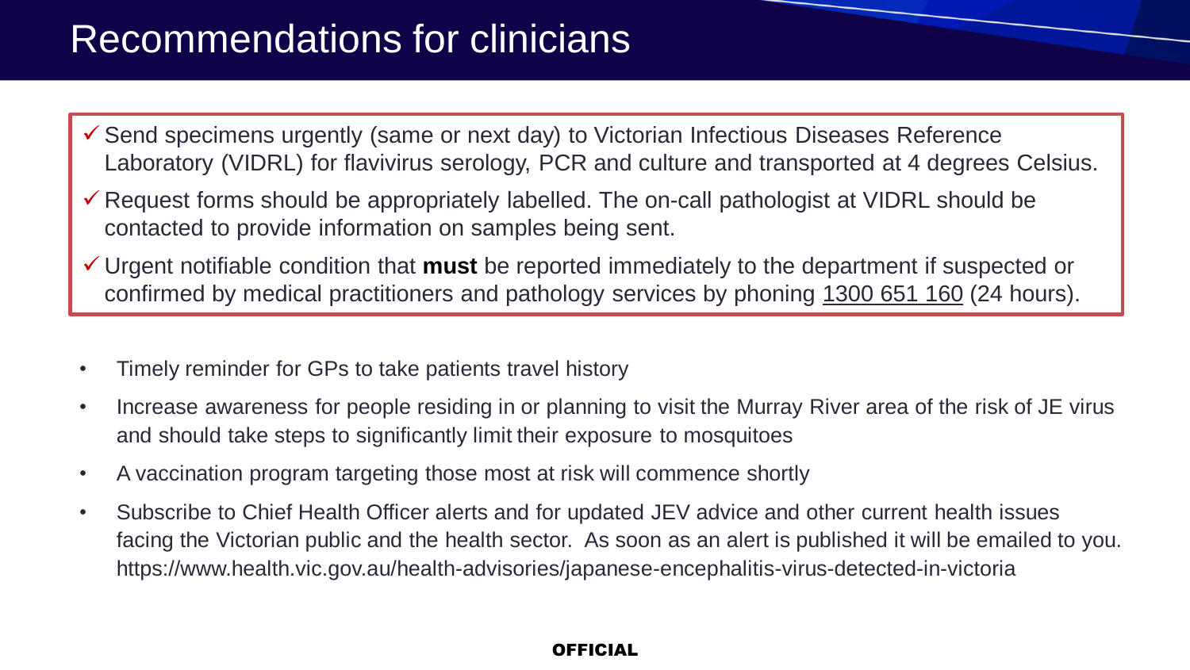# Recommendations for clinicians

- ✓ Send specimens urgently (same or next day) to Victorian Infectious Diseases Reference Laboratory (VIDRL) for flavivirus serology, PCR and culture and transported at 4 degrees Celsius.
- ✓ Request forms should be appropriately labelled. The on-call pathologist at VIDRL should be contacted to provide information on samples being sent.
- ✓ Urgent notifiable condition that **must** be reported immediately to the department if suspected or confirmed by medical practitioners and pathology services by phoning 1300 651 160 (24 hours).

- Timely reminder for GPs to take patients travel history
- Increase awareness for people residing in or planning to visit the Murray River area of the risk of JE virus and should take steps to significantly limit their exposure to mosquitoes
- A vaccination program targeting those most at risk will commence shortly
- Subscribe to Chief Health Officer alerts and for updated JEV advice and other current health issues facing the Victorian public and the health sector. As soon as an alert is published it will be emailed to you. https://www.health.vic.gov.au/health-advisories/japanese-encephalitis-virus-detected-in-victoria

**OFFICIAL**